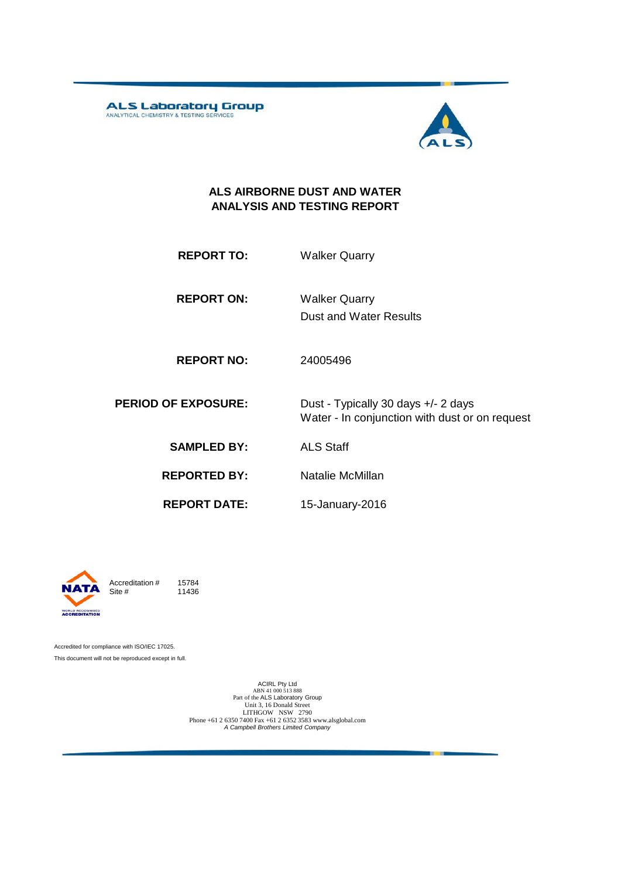**ALS Laboratory Group**
ANALYTICAL CHEMISTRY & TESTING SERVICES

# ALS AIRBORNE DUST AND WATER ANALYSIS AND TESTING REPORT

| | |
|---|---|
| **REPORT TO:** | Walker Quarry |
| **REPORT ON:** | Walker Quarry<br>Dust and Water Results |
| **REPORT NO:** | 24005496 |
| **PERIOD OF EXPOSURE:** | Dust - Typically 30 days +/- 2 days<br>Water - In conjunction with dust or on request |
| **SAMPLED BY:** | ALS Staff |
| **REPORTED BY:** | Natalie McMillan |
| **REPORT DATE:** | 15-January-2016 |

NATA
WORLD RECOGNISED ACCREDITATION

Accreditation # 15784
Site # 11436

Accredited for compliance with ISO/IEC 17025.
This document will not be reproduced except in full.

ACIRL Pty Ltd
ABN 41 000 513 888
Part of the ALS Laboratory Group
Unit 3, 16 Donald Street
LITHGOW NSW 2790
Phone +61 2 6350 7400 Fax +61 2 6352 3583 www.alsglobal.com
*A Campbell Brothers Limited Company*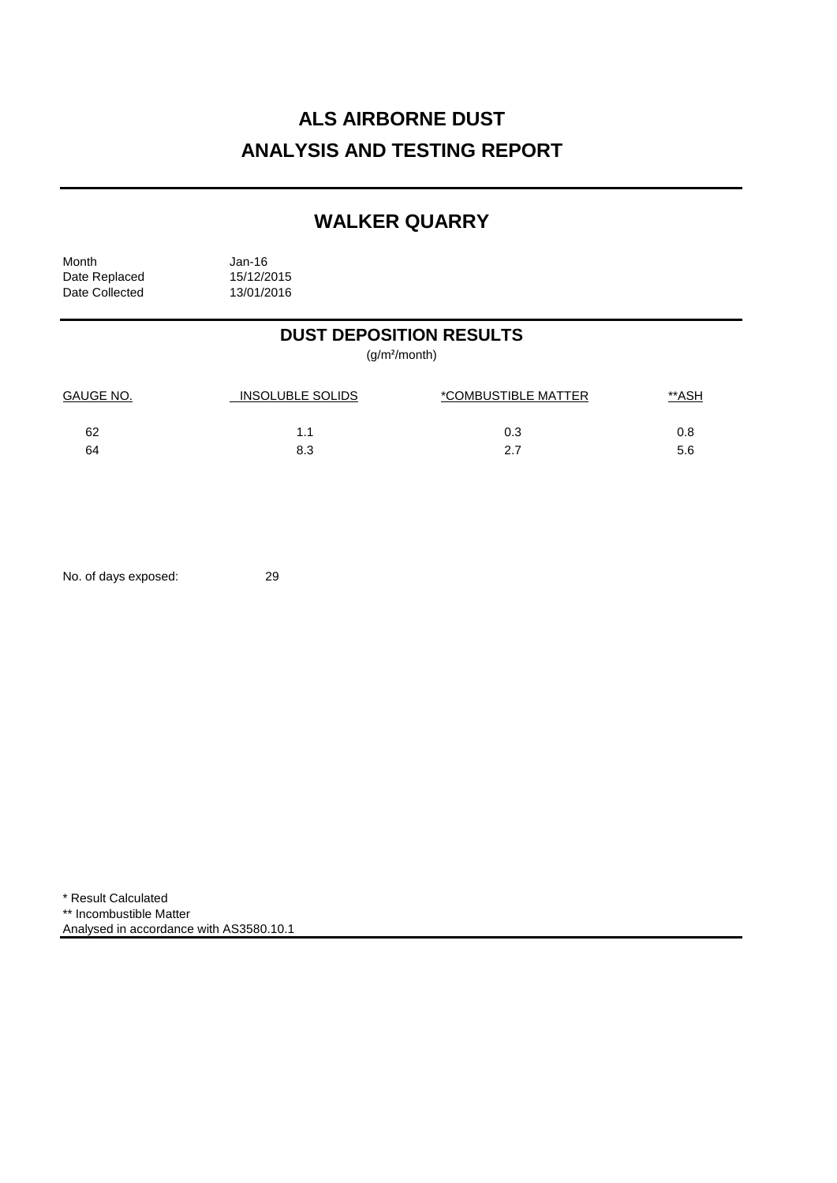# ALS AIRBORNE DUST
# ANALYSIS AND TESTING REPORT

## WALKER QUARRY

| | |
|---|---|
| Month | Jan-16 |
| Date Replaced | 15/12/2015 |
| Date Collected | 13/01/2016 |

## DUST DEPOSITION RESULTS

(g/m²/month)

| GAUGE NO. | INSOLUBLE SOLIDS | *COMBUSTIBLE MATTER | **ASH |
|---|---|---|---|
| 62 | 1.1 | 0.3 | 0.8 |
| 64 | 8.3 | 2.7 | 5.6 |

No. of days exposed: 29

* Result Calculated
** Incombustible Matter
Analysed in accordance with AS3580.10.1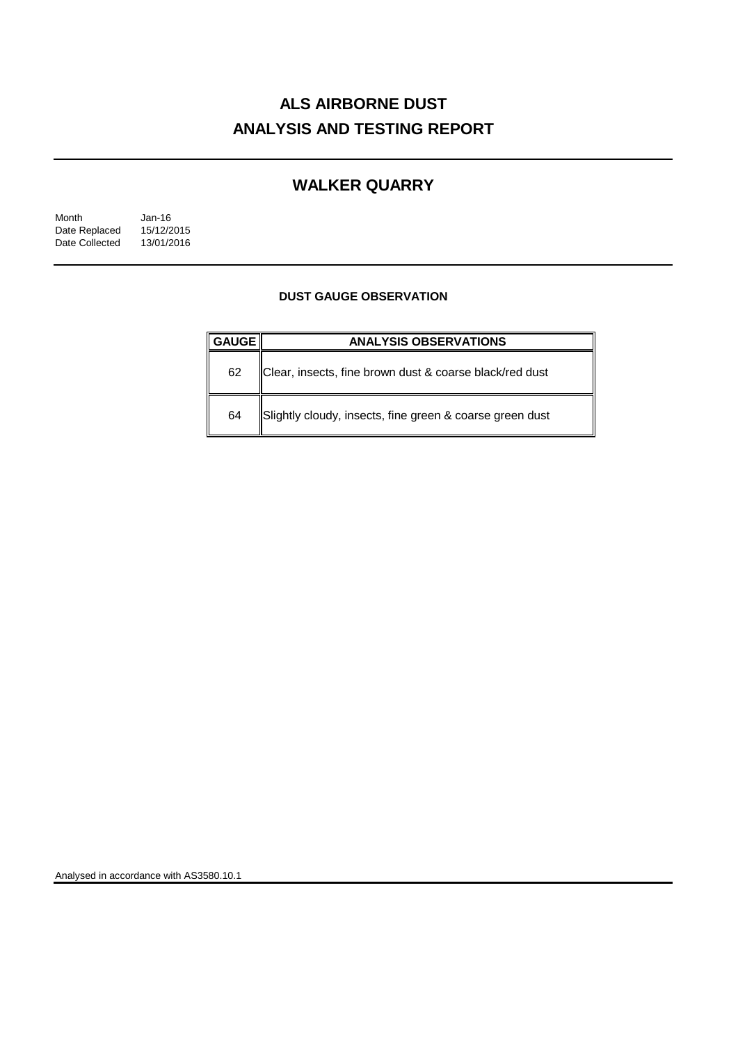# ALS AIRBORNE DUST
# ANALYSIS AND TESTING REPORT

## WALKER QUARRY

Month Jan-16
Date Replaced 15/12/2015
Date Collected 13/01/2016

### DUST GAUGE OBSERVATION

| GAUGE | ANALYSIS OBSERVATIONS |
| --- | --- |
| 62 | Clear, insects, fine brown dust & coarse black/red dust |
| 64 | Slightly cloudy, insects, fine green & coarse green dust |

Analysed in accordance with AS3580.10.1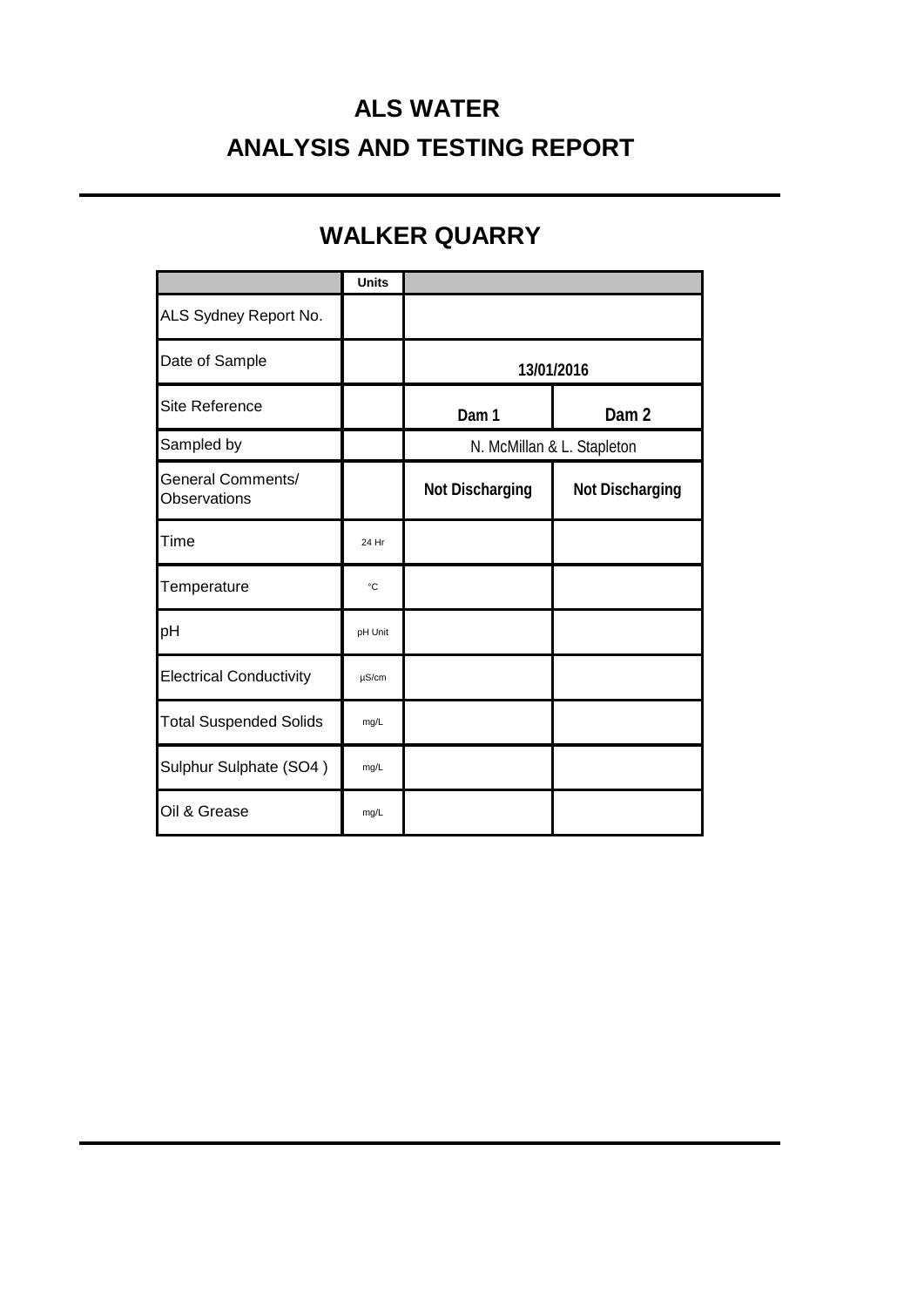# ALS WATER

# ANALYSIS AND TESTING REPORT

## WALKER QUARRY

| | Units | | |
|---|---|---|---|
| ALS Sydney Report No. | | | |
| Date of Sample | | 13/01/2016 | |
| Site Reference | | Dam 1 | Dam 2 |
| Sampled by | | N. McMillan & L. Stapleton | |
| General Comments/ Observations | | Not Discharging | Not Discharging |
| Time | 24 Hr | | |
| Temperature | °C | | |
| pH | pH Unit | | |
| Electrical Conductivity | µS/cm | | |
| Total Suspended Solids | mg/L | | |
| Sulphur Sulphate ($SO4$ ) | mg/L | | |
| Oil & Grease | mg/L | | |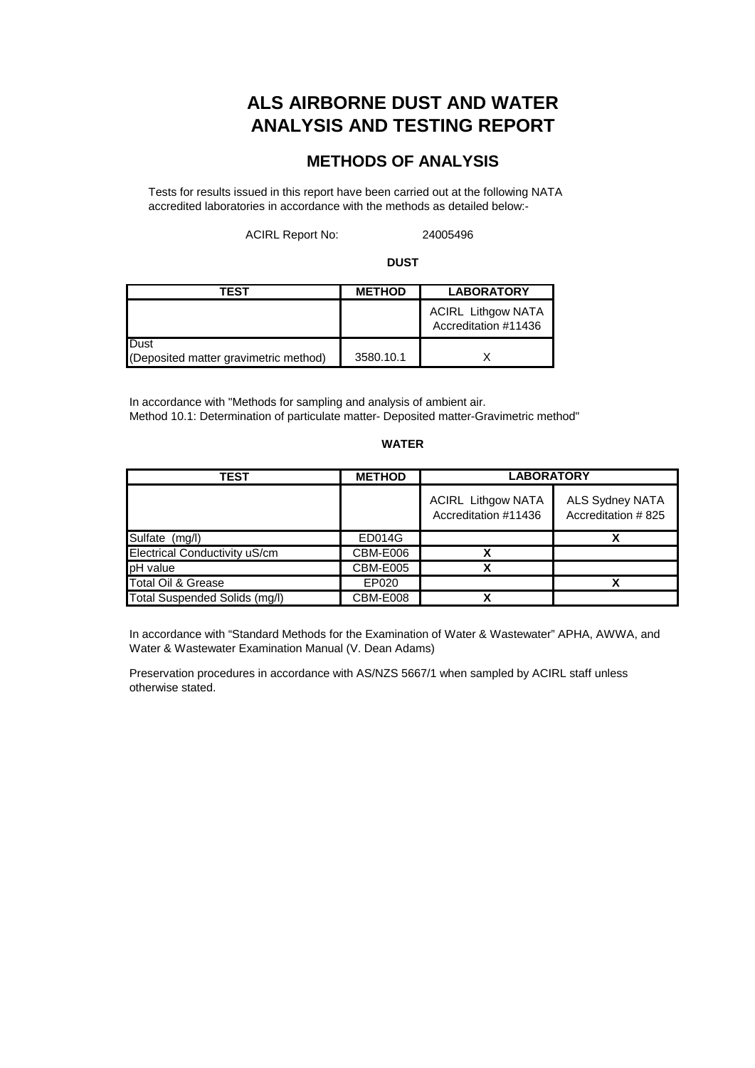# ALS AIRBORNE DUST AND WATER ANALYSIS AND TESTING REPORT

## METHODS OF ANALYSIS

Tests for results issued in this report have been carried out at the following NATA accredited laboratories in accordance with the methods as detailed below:-

ACIRL Report No: 24005496

**DUST**

| TEST | METHOD | LABORATORY |
|---|---|---|
| | | ACIRL Lithgow NATA Accreditation #11436 |
| Dust (Deposited matter gravimetric method) | 3580.10.1 | X |

In accordance with "Methods for sampling and analysis of ambient air.
Method 10.1: Determination of particulate matter- Deposited matter-Gravimetric method"

**WATER**

| TEST | METHOD | LABORATORY | |
|---|---|---|---|
| | | ACIRL Lithgow NATA Accreditation #11436 | ALS Sydney NATA Accreditation # 825 |
| Sulfate (mg/l) | ED014G | | X |
| Electrical Conductivity uS/cm | CBM-E006 | X | |
| pH value | CBM-E005 | X | |
| Total Oil & Grease | EP020 | | X |
| Total Suspended Solids (mg/l) | CBM-E008 | X | |

In accordance with "Standard Methods for the Examination of Water & Wastewater" APHA, AWWA, and Water & Wastewater Examination Manual (V. Dean Adams)

Preservation procedures in accordance with AS/NZS 5667/1 when sampled by ACIRL staff unless otherwise stated.